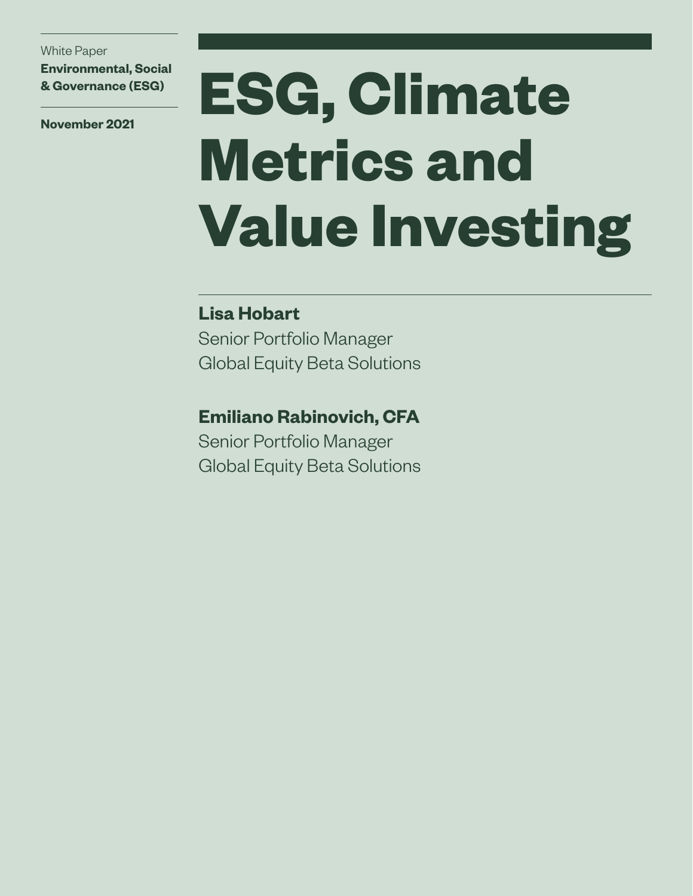White Paper

**Environmental, Social & Governance (ESG)**

**November 2021**

# ESG, Climate Metrics and Value Investing

**Lisa Hobart**
Senior Portfolio Manager
Global Equity Beta Solutions

**Emiliano Rabinovich, CFA**
Senior Portfolio Manager
Global Equity Beta Solutions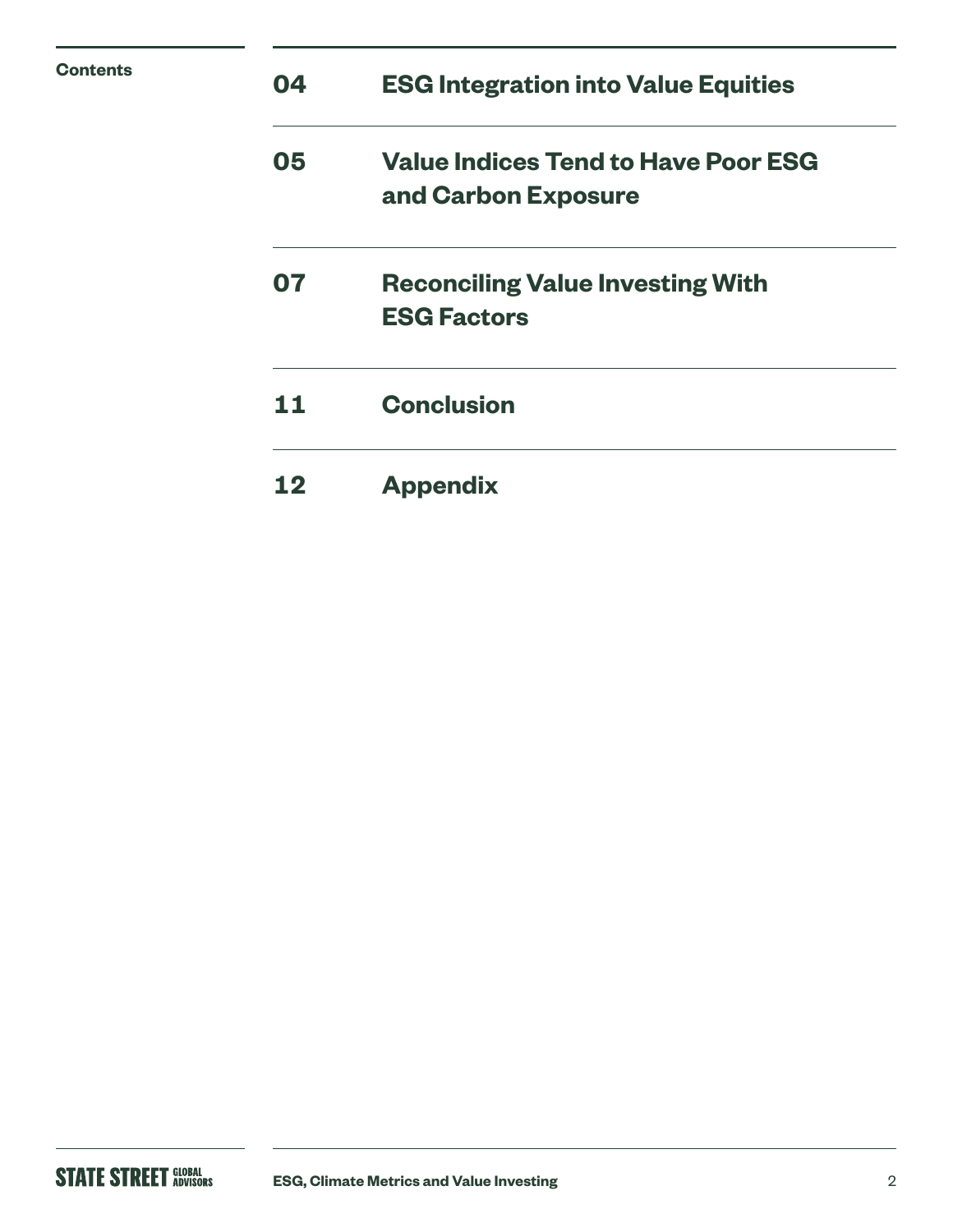## Contents

| | |
|---|---|
| 04 | **ESG Integration into Value Equities** |
| 05 | **Value Indices Tend to Have Poor ESG and Carbon Exposure** |
| 07 | **Reconciling Value Investing With ESG Factors** |
| 11 | **Conclusion** |
| 12 | **Appendix** |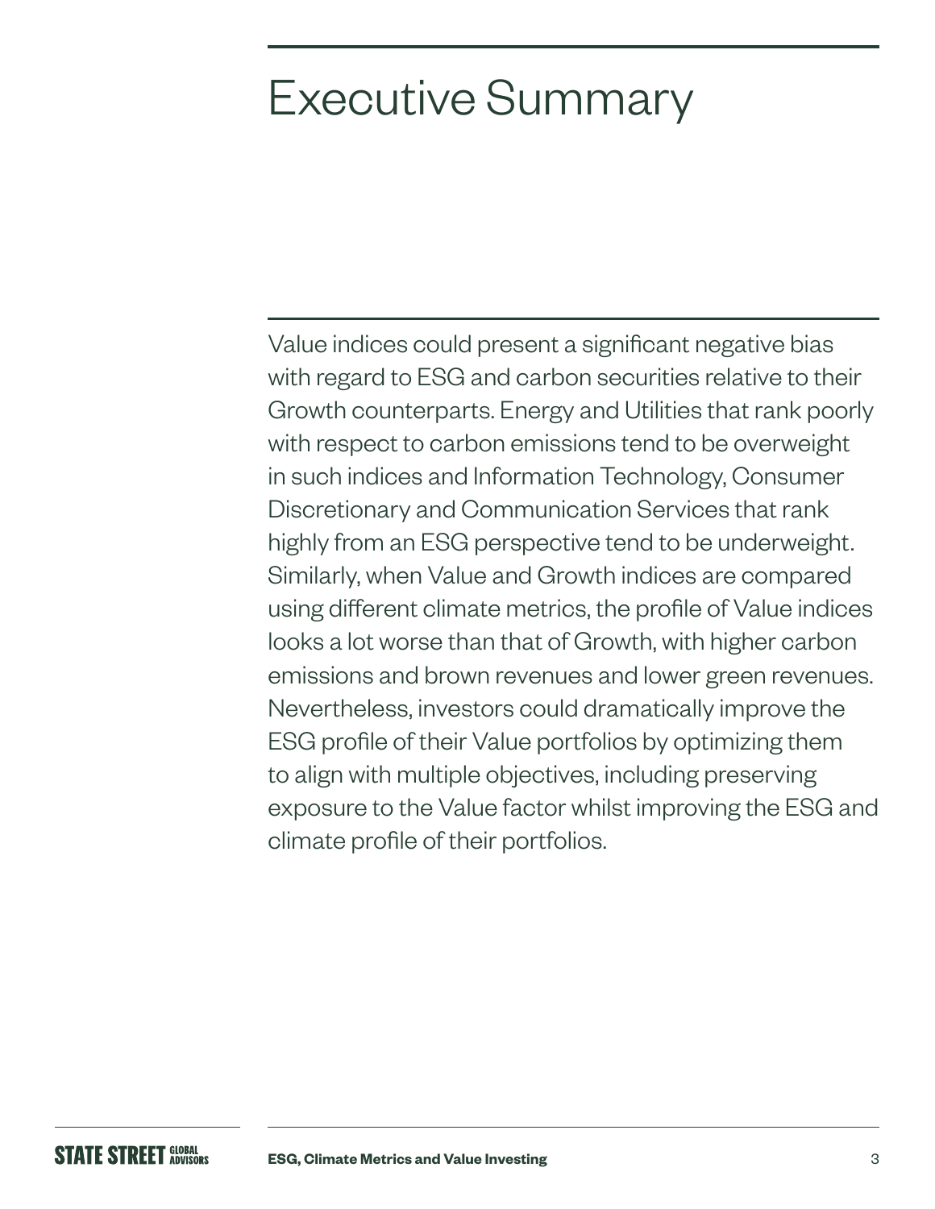# Executive Summary

Value indices could present a significant negative bias with regard to ESG and carbon securities relative to their Growth counterparts. Energy and Utilities that rank poorly with respect to carbon emissions tend to be overweight in such indices and Information Technology, Consumer Discretionary and Communication Services that rank highly from an ESG perspective tend to be underweight. Similarly, when Value and Growth indices are compared using different climate metrics, the profile of Value indices looks a lot worse than that of Growth, with higher carbon emissions and brown revenues and lower green revenues. Nevertheless, investors could dramatically improve the ESG profile of their Value portfolios by optimizing them to align with multiple objectives, including preserving exposure to the Value factor whilst improving the ESG and climate profile of their portfolios.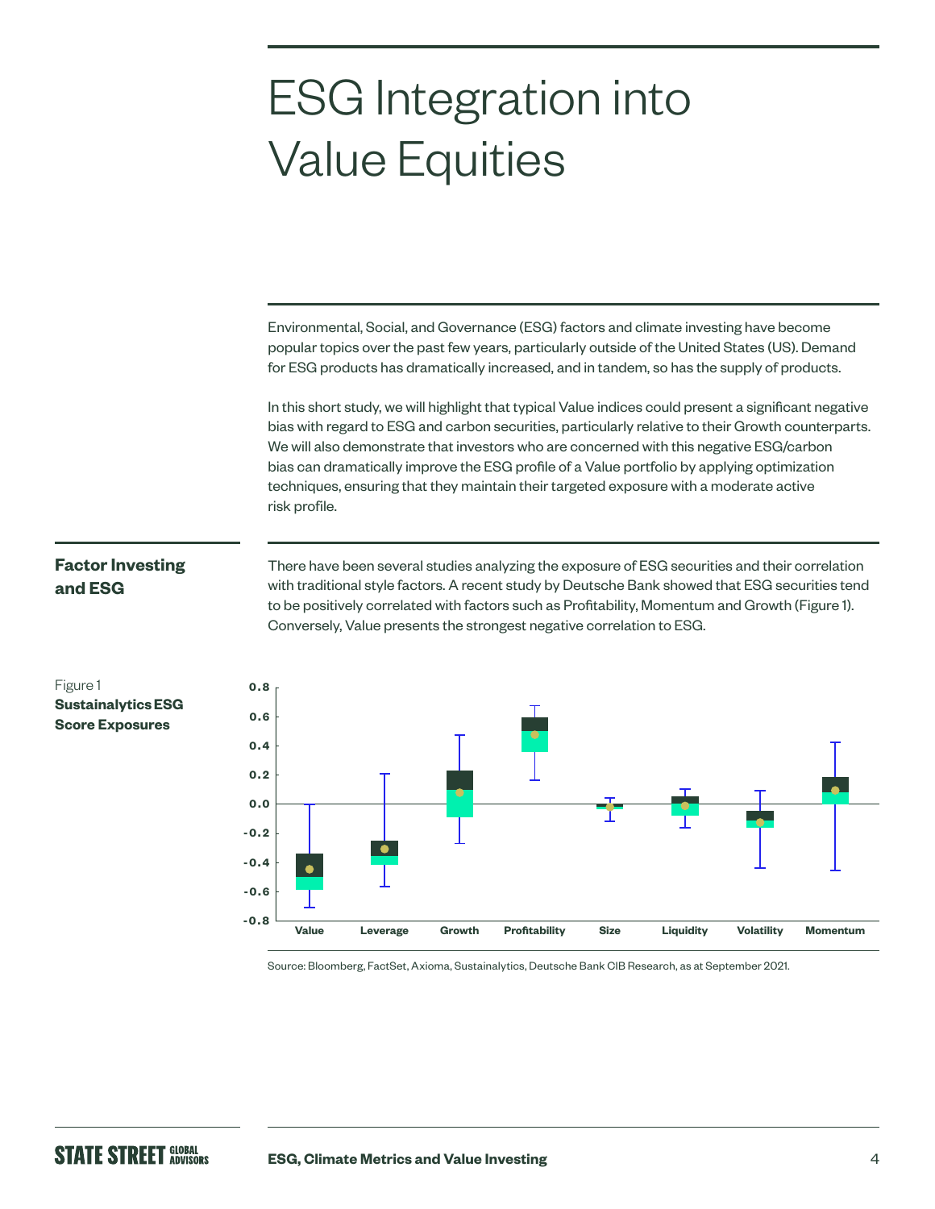# ESG Integration into Value Equities

Environmental, Social, and Governance (ESG) factors and climate investing have become popular topics over the past few years, particularly outside of the United States (US). Demand for ESG products has dramatically increased, and in tandem, so has the supply of products.

In this short study, we will highlight that typical Value indices could present a significant negative bias with regard to ESG and carbon securities, particularly relative to their Growth counterparts. We will also demonstrate that investors who are concerned with this negative ESG/carbon bias can dramatically improve the ESG profile of a Value portfolio by applying optimization techniques, ensuring that they maintain their targeted exposure with a moderate active risk profile.

## Factor Investing and ESG

There have been several studies analyzing the exposure of ESG securities and their correlation with traditional style factors. A recent study by Deutsche Bank showed that ESG securities tend to be positively correlated with factors such as Profitability, Momentum and Growth (Figure 1). Conversely, Value presents the strongest negative correlation to ESG.

Figure 1
**Sustainalytics ESG Score Exposures**

Source: Bloomberg, FactSet, Axioma, Sustainalytics, Deutsche Bank CIB Research, as at September 2021.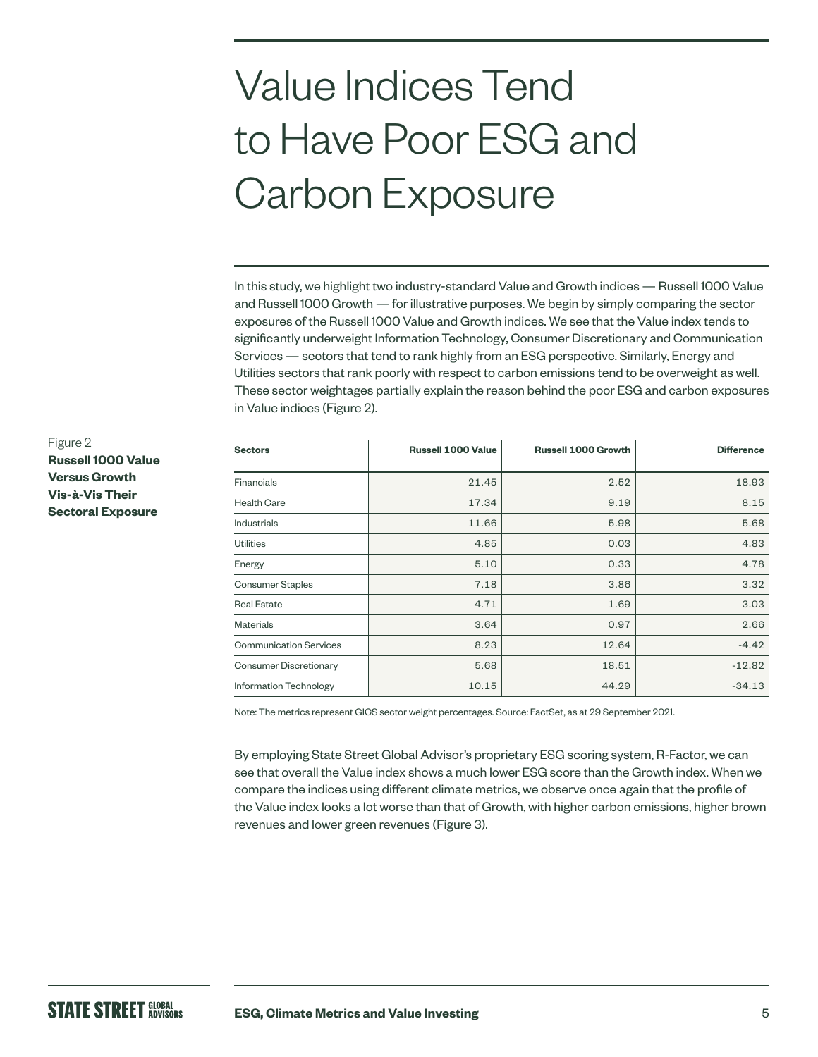# Value Indices Tend to Have Poor ESG and Carbon Exposure

In this study, we highlight two industry-standard Value and Growth indices — Russell 1000 Value and Russell 1000 Growth — for illustrative purposes. We begin by simply comparing the sector exposures of the Russell 1000 Value and Growth indices. We see that the Value index tends to significantly underweight Information Technology, Consumer Discretionary and Communication Services — sectors that tend to rank highly from an ESG perspective. Similarly, Energy and Utilities sectors that rank poorly with respect to carbon emissions tend to be overweight as well. These sector weightages partially explain the reason behind the poor ESG and carbon exposures in Value indices (Figure 2).

Figure 2
**Russell 1000 Value Versus Growth Vis-à-Vis Their Sectoral Exposure**

| Sectors | Russell 1000 Value | Russell 1000 Growth | Difference |
|---|---|---|---|
| Financials | 21.45 | 2.52 | 18.93 |
| Health Care | 17.34 | 9.19 | 8.15 |
| Industrials | 11.66 | 5.98 | 5.68 |
| Utilities | 4.85 | 0.03 | 4.83 |
| Energy | 5.10 | 0.33 | 4.78 |
| Consumer Staples | 7.18 | 3.86 | 3.32 |
| Real Estate | 4.71 | 1.69 | 3.03 |
| Materials | 3.64 | 0.97 | 2.66 |
| Communication Services | 8.23 | 12.64 | -4.42 |
| Consumer Discretionary | 5.68 | 18.51 | -12.82 |
| Information Technology | 10.15 | 44.29 | -34.13 |

Note: The metrics represent GICS sector weight percentages. Source: FactSet, as at 29 September 2021.

By employing State Street Global Advisor's proprietary ESG scoring system, R-Factor, we can see that overall the Value index shows a much lower ESG score than the Growth index. When we compare the indices using different climate metrics, we observe once again that the profile of the Value index looks a lot worse than that of Growth, with higher carbon emissions, higher brown revenues and lower green revenues (Figure 3).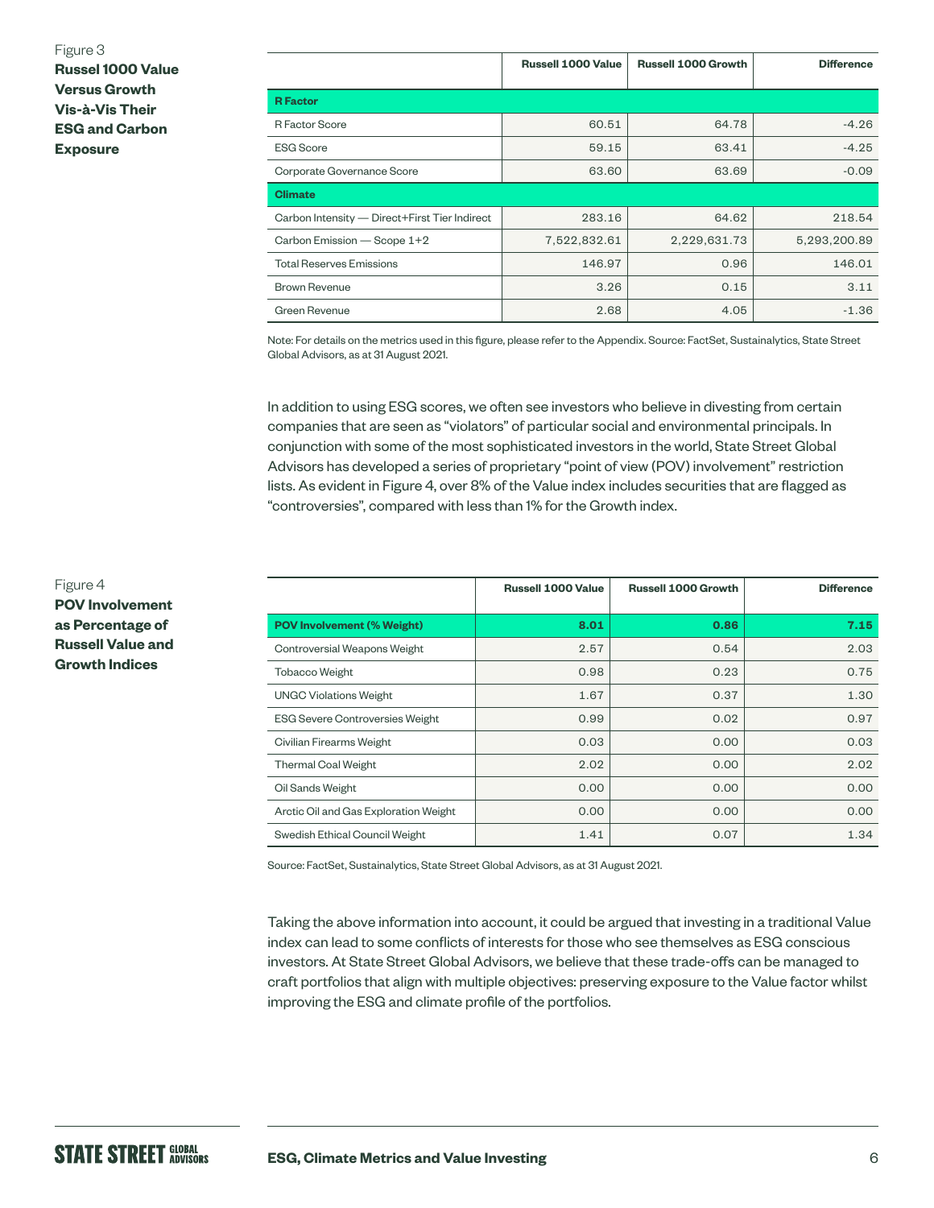Figure 3
**Russel 1000 Value Versus Growth Vis-à-Vis Their ESG and Carbon Exposure**

| | Russell 1000 Value | Russell 1000 Growth | Difference |
|---|---|---|---|
| **R Factor** | | | |
| R Factor Score | 60.51 | 64.78 | -4.26 |
| ESG Score | 59.15 | 63.41 | -4.25 |
| Corporate Governance Score | 63.60 | 63.69 | -0.09 |
| **Climate** | | | |
| Carbon Intensity — Direct+First Tier Indirect | 283.16 | 64.62 | 218.54 |
| Carbon Emission — Scope 1+2 | 7,522,832.61 | 2,229,631.73 | 5,293,200.89 |
| Total Reserves Emissions | 146.97 | 0.96 | 146.01 |
| Brown Revenue | 3.26 | 0.15 | 3.11 |
| Green Revenue | 2.68 | 4.05 | -1.36 |

Note: For details on the metrics used in this figure, please refer to the Appendix. Source: FactSet, Sustainalytics, State Street Global Advisors, as at 31 August 2021.

In addition to using ESG scores, we often see investors who believe in divesting from certain companies that are seen as "violators" of particular social and environmental principals. In conjunction with some of the most sophisticated investors in the world, State Street Global Advisors has developed a series of proprietary "point of view (POV) involvement" restriction lists. As evident in Figure 4, over 8% of the Value index includes securities that are flagged as "controversies", compared with less than 1% for the Growth index.

Figure 4
**POV Involvement as Percentage of Russell Value and Growth Indices**

| | Russell 1000 Value | Russell 1000 Growth | Difference |
|---|---|---|---|
| **POV Involvement (% Weight)** | **8.01** | **0.86** | **7.15** |
| Controversial Weapons Weight | 2.57 | 0.54 | 2.03 |
| Tobacco Weight | 0.98 | 0.23 | 0.75 |
| UNGC Violations Weight | 1.67 | 0.37 | 1.30 |
| ESG Severe Controversies Weight | 0.99 | 0.02 | 0.97 |
| Civilian Firearms Weight | 0.03 | 0.00 | 0.03 |
| Thermal Coal Weight | 2.02 | 0.00 | 2.02 |
| Oil Sands Weight | 0.00 | 0.00 | 0.00 |
| Arctic Oil and Gas Exploration Weight | 0.00 | 0.00 | 0.00 |
| Swedish Ethical Council Weight | 1.41 | 0.07 | 1.34 |

Source: FactSet, Sustainalytics, State Street Global Advisors, as at 31 August 2021.

Taking the above information into account, it could be argued that investing in a traditional Value index can lead to some conflicts of interests for those who see themselves as ESG conscious investors. At State Street Global Advisors, we believe that these trade-offs can be managed to craft portfolios that align with multiple objectives: preserving exposure to the Value factor whilst improving the ESG and climate profile of the portfolios.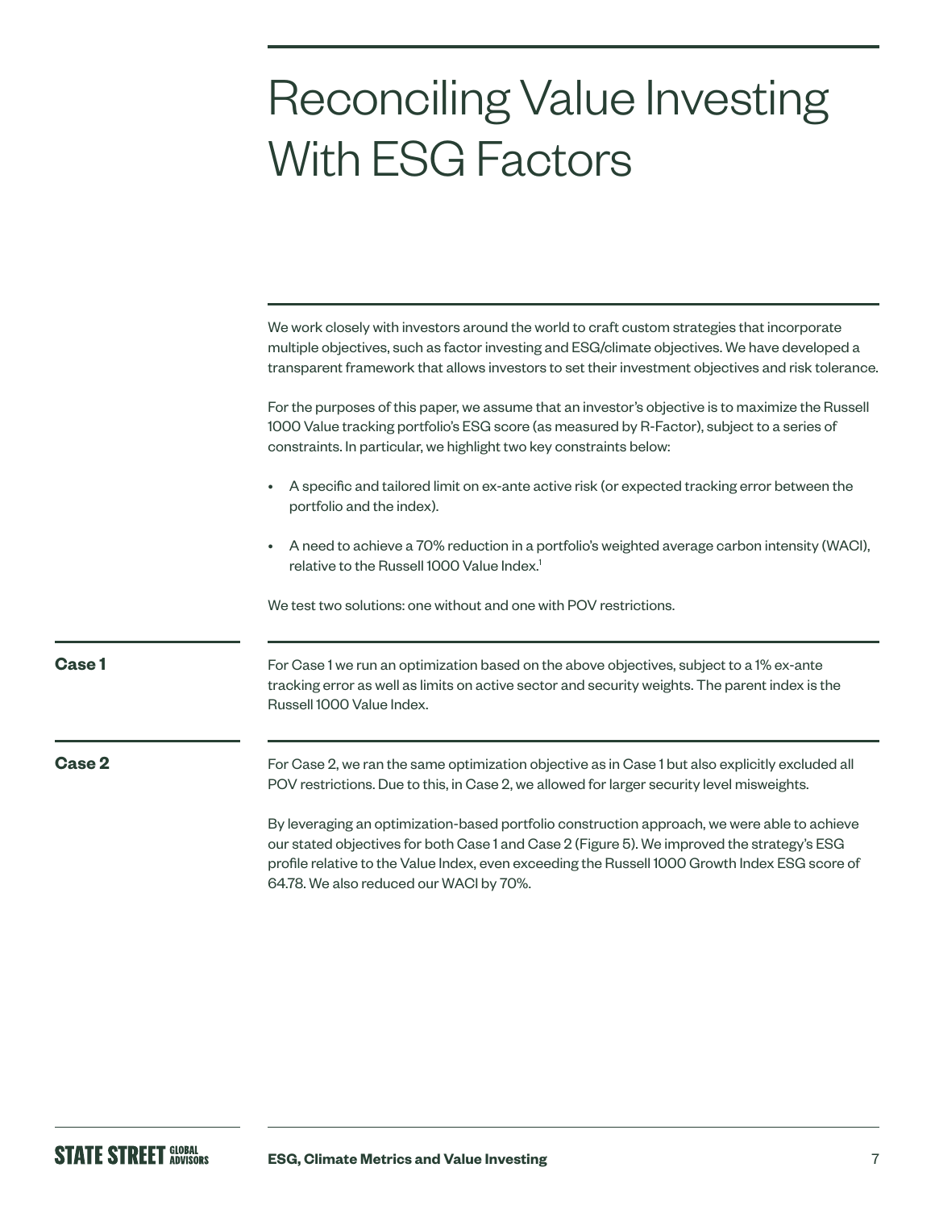# Reconciling Value Investing With ESG Factors

We work closely with investors around the world to craft custom strategies that incorporate multiple objectives, such as factor investing and ESG/climate objectives. We have developed a transparent framework that allows investors to set their investment objectives and risk tolerance.

For the purposes of this paper, we assume that an investor's objective is to maximize the Russell 1000 Value tracking portfolio's ESG score (as measured by R-Factor), subject to a series of constraints. In particular, we highlight two key constraints below:

- A specific and tailored limit on ex-ante active risk (or expected tracking error between the portfolio and the index).
- A need to achieve a 70% reduction in a portfolio's weighted average carbon intensity (WACI), relative to the Russell 1000 Value Index.[1]

We test two solutions: one without and one with POV restrictions.

### Case 1

For Case 1 we run an optimization based on the above objectives, subject to a 1% ex-ante tracking error as well as limits on active sector and security weights. The parent index is the Russell 1000 Value Index.

### Case 2

For Case 2, we ran the same optimization objective as in Case 1 but also explicitly excluded all POV restrictions. Due to this, in Case 2, we allowed for larger security level misweights.

By leveraging an optimization-based portfolio construction approach, we were able to achieve our stated objectives for both Case 1 and Case 2 (Figure 5). We improved the strategy's ESG profile relative to the Value Index, even exceeding the Russell 1000 Growth Index ESG score of 64.78. We also reduced our WACI by 70%.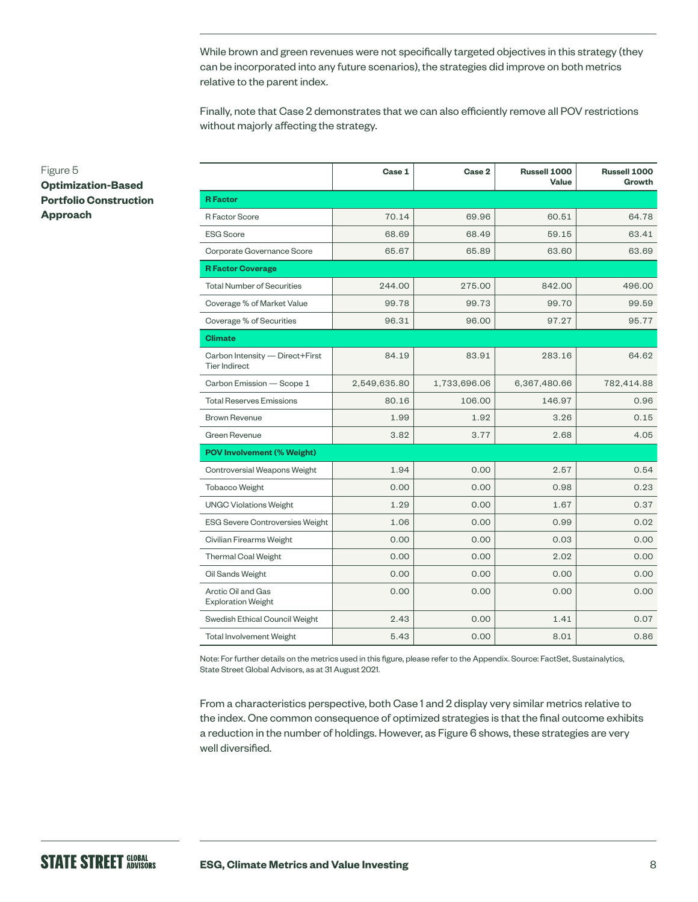While brown and green revenues were not specifically targeted objectives in this strategy (they can be incorporated into any future scenarios), the strategies did improve on both metrics relative to the parent index.

Finally, note that Case 2 demonstrates that we can also efficiently remove all POV restrictions without majorly affecting the strategy.

Figure 5
**Optimization-Based Portfolio Construction Approach**

| | Case 1 | Case 2 | Russell 1000 Value | Russell 1000 Growth |
|---|---|---|---|---|
| **R Factor** | | | | |
| R Factor Score | 70.14 | 69.96 | 60.51 | 64.78 |
| ESG Score | 68.69 | 68.49 | 59.15 | 63.41 |
| Corporate Governance Score | 65.67 | 65.89 | 63.60 | 63.69 |
| **R Factor Coverage** | | | | |
| Total Number of Securities | 244.00 | 275.00 | 842.00 | 496.00 |
| Coverage % of Market Value | 99.78 | 99.73 | 99.70 | 99.59 |
| Coverage % of Securities | 96.31 | 96.00 | 97.27 | 95.77 |
| **Climate** | | | | |
| Carbon Intensity — Direct+First Tier Indirect | 84.19 | 83.91 | 283.16 | 64.62 |
| Carbon Emission — Scope 1 | 2,549,635.80 | 1,733,696.06 | 6,367,480.66 | 782,414.88 |
| Total Reserves Emissions | 80.16 | 106.00 | 146.97 | 0.96 |
| Brown Revenue | 1.99 | 1.92 | 3.26 | 0.15 |
| Green Revenue | 3.82 | 3.77 | 2.68 | 4.05 |
| **POV Involvement (% Weight)** | | | | |
| Controversial Weapons Weight | 1.94 | 0.00 | 2.57 | 0.54 |
| Tobacco Weight | 0.00 | 0.00 | 0.98 | 0.23 |
| UNGC Violations Weight | 1.29 | 0.00 | 1.67 | 0.37 |
| ESG Severe Controversies Weight | 1.06 | 0.00 | 0.99 | 0.02 |
| Civilian Firearms Weight | 0.00 | 0.00 | 0.03 | 0.00 |
| Thermal Coal Weight | 0.00 | 0.00 | 2.02 | 0.00 |
| Oil Sands Weight | 0.00 | 0.00 | 0.00 | 0.00 |
| Arctic Oil and Gas Exploration Weight | 0.00 | 0.00 | 0.00 | 0.00 |
| Swedish Ethical Council Weight | 2.43 | 0.00 | 1.41 | 0.07 |
| Total Involvement Weight | 5.43 | 0.00 | 8.01 | 0.86 |

Note: For further details on the metrics used in this figure, please refer to the Appendix. Source: FactSet, Sustainalytics, State Street Global Advisors, as at 31 August 2021.

From a characteristics perspective, both Case 1 and 2 display very similar metrics relative to the index. One common consequence of optimized strategies is that the final outcome exhibits a reduction in the number of holdings. However, as Figure 6 shows, these strategies are very well diversified.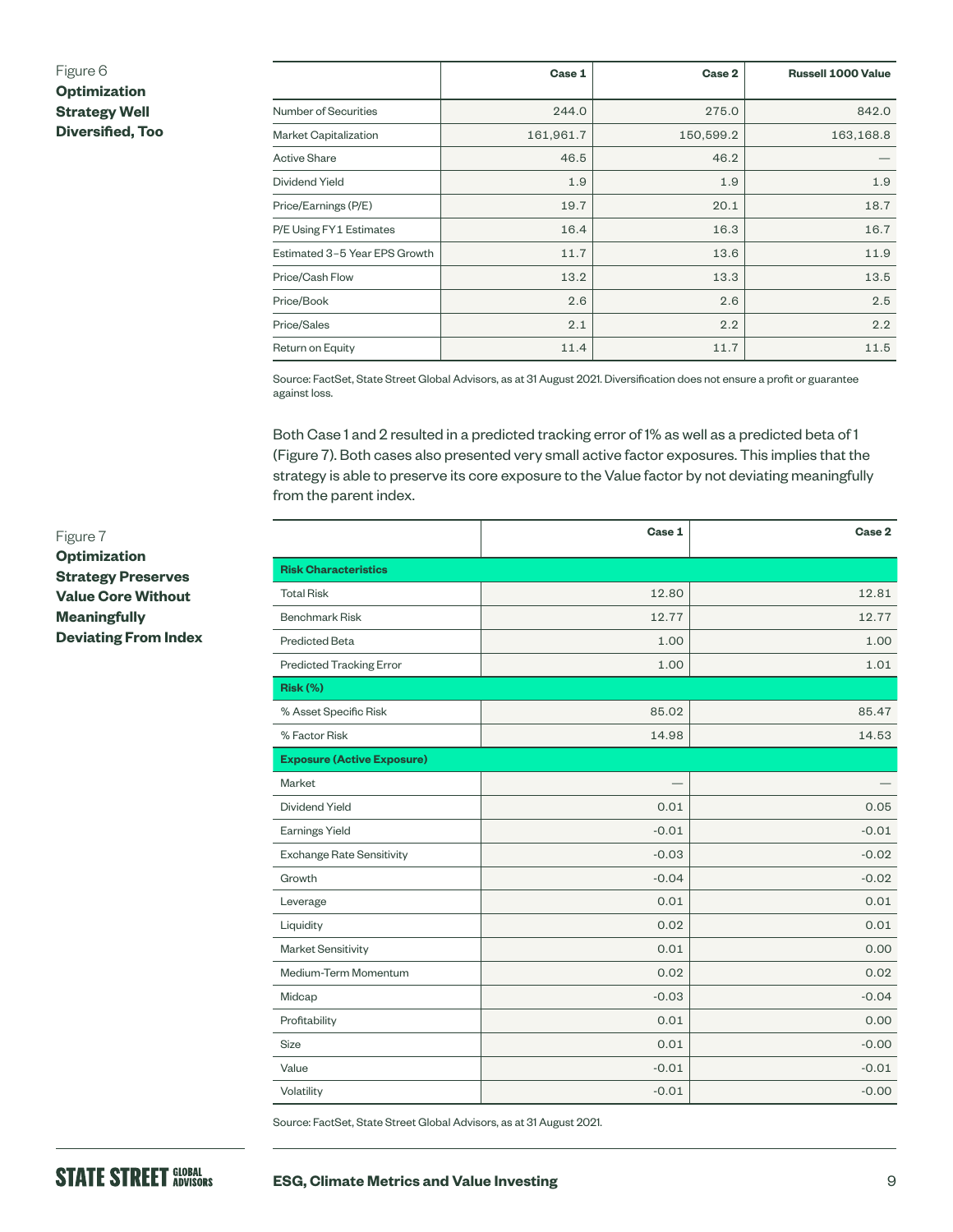Figure 6
**Optimization Strategy Well Diversified, Too**

| | Case 1 | Case 2 | Russell 1000 Value |
|---|---|---|---|
| Number of Securities | 244.0 | 275.0 | 842.0 |
| Market Capitalization | 161,961.7 | 150,599.2 | 163,168.8 |
| Active Share | 46.5 | 46.2 | — |
| Dividend Yield | 1.9 | 1.9 | 1.9 |
| Price/Earnings (P/E) | 19.7 | 20.1 | 18.7 |
| P/E Using FY1 Estimates | 16.4 | 16.3 | 16.7 |
| Estimated 3–5 Year EPS Growth | 11.7 | 13.6 | 11.9 |
| Price/Cash Flow | 13.2 | 13.3 | 13.5 |
| Price/Book | 2.6 | 2.6 | 2.5 |
| Price/Sales | 2.1 | 2.2 | 2.2 |
| Return on Equity | 11.4 | 11.7 | 11.5 |

Source: FactSet, State Street Global Advisors, as at 31 August 2021. Diversification does not ensure a profit or guarantee against loss.

Both Case 1 and 2 resulted in a predicted tracking error of 1% as well as a predicted beta of 1 (Figure 7). Both cases also presented very small active factor exposures. This implies that the strategy is able to preserve its core exposure to the Value factor by not deviating meaningfully from the parent index.

Figure 7
**Optimization Strategy Preserves Value Core Without Meaningfully Deviating From Index**

| | Case 1 | Case 2 |
|---|---|---|
| **Risk Characteristics** | | |
| Total Risk | 12.80 | 12.81 |
| Benchmark Risk | 12.77 | 12.77 |
| Predicted Beta | 1.00 | 1.00 |
| Predicted Tracking Error | 1.00 | 1.01 |
| **Risk (%)** | | |
| % Asset Specific Risk | 85.02 | 85.47 |
| % Factor Risk | 14.98 | 14.53 |
| **Exposure (Active Exposure)** | | |
| Market | — | — |
| Dividend Yield | 0.01 | 0.05 |
| Earnings Yield | -0.01 | -0.01 |
| Exchange Rate Sensitivity | -0.03 | -0.02 |
| Growth | -0.04 | -0.02 |
| Leverage | 0.01 | 0.01 |
| Liquidity | 0.02 | 0.01 |
| Market Sensitivity | 0.01 | 0.00 |
| Medium-Term Momentum | 0.02 | 0.02 |
| Midcap | -0.03 | -0.04 |
| Profitability | 0.01 | 0.00 |
| Size | 0.01 | -0.00 |
| Value | -0.01 | -0.01 |
| Volatility | -0.01 | -0.00 |

Source: FactSet, State Street Global Advisors, as at 31 August 2021.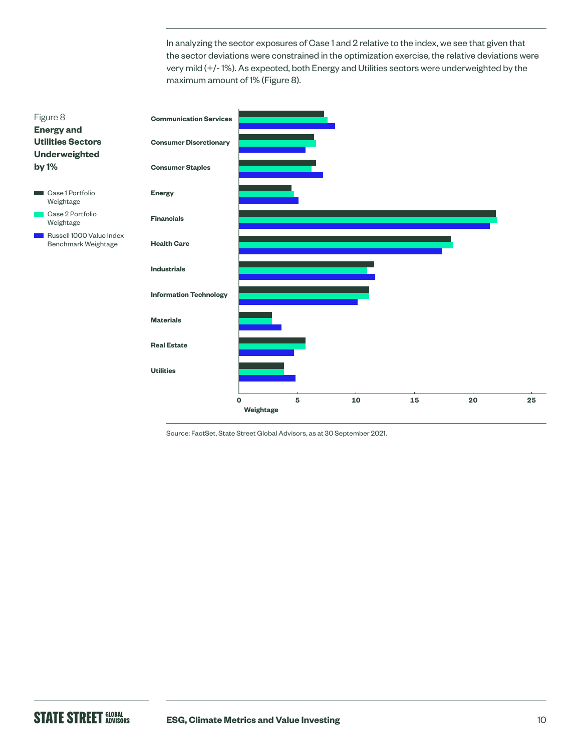In analyzing the sector exposures of Case 1 and 2 relative to the index, we see that given that the sector deviations were constrained in the optimization exercise, the relative deviations were very mild (+/- 1%). As expected, both Energy and Utilities sectors were underweighted by the maximum amount of 1% (Figure 8).

Figure 8
**Energy and Utilities Sectors Underweighted by 1%**

- Case 1 Portfolio Weightage
- Case 2 Portfolio Weightage
- Russell 1000 Value Index Benchmark Weightage

Source: FactSet, State Street Global Advisors, as at 30 September 2021.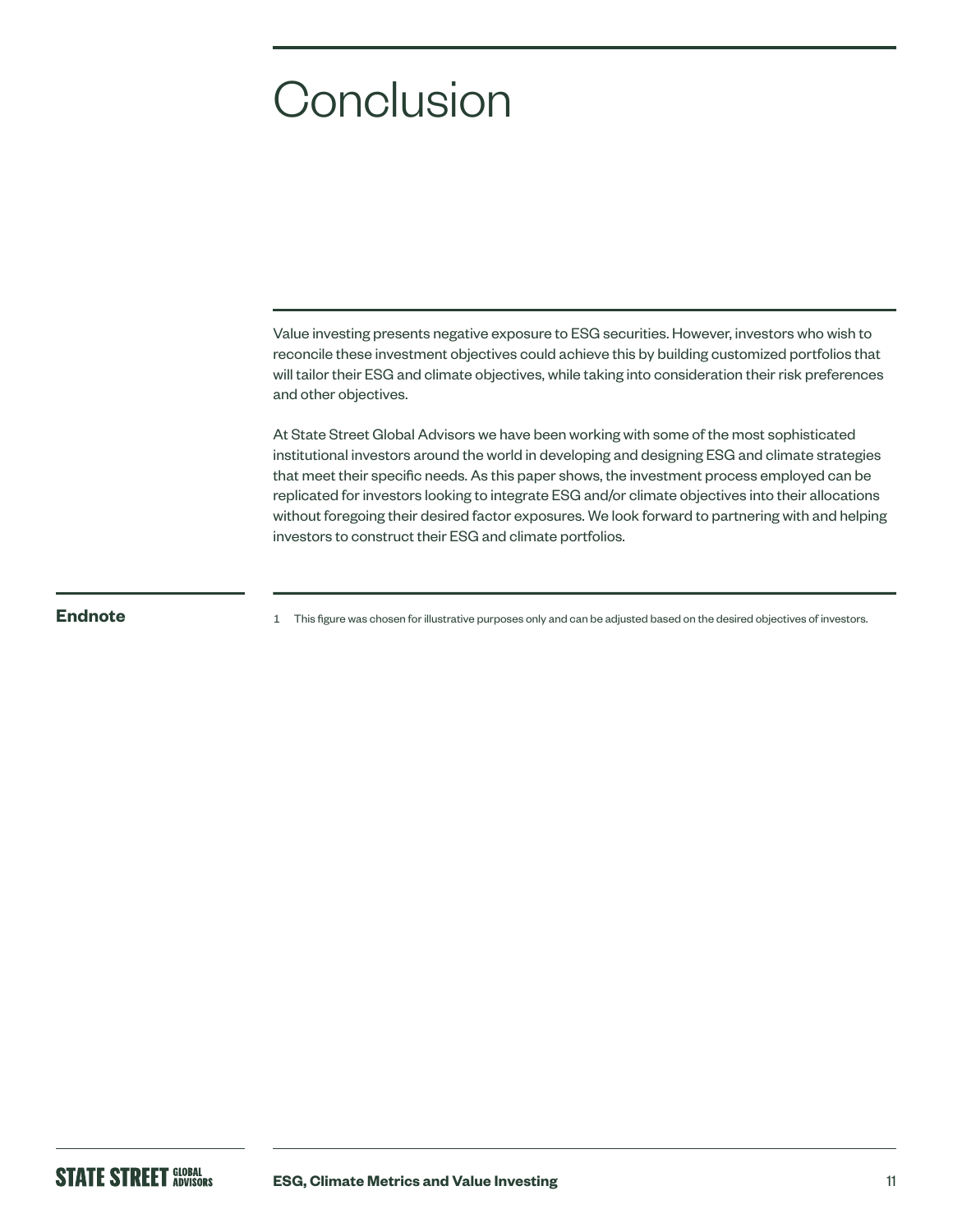# Conclusion

Value investing presents negative exposure to ESG securities. However, investors who wish to reconcile these investment objectives could achieve this by building customized portfolios that will tailor their ESG and climate objectives, while taking into consideration their risk preferences and other objectives.

At State Street Global Advisors we have been working with some of the most sophisticated institutional investors around the world in developing and designing ESG and climate strategies that meet their specific needs. As this paper shows, the investment process employed can be replicated for investors looking to integrate ESG and/or climate objectives into their allocations without foregoing their desired factor exposures. We look forward to partnering with and helping investors to construct their ESG and climate portfolios.

## Endnote

1 This figure was chosen for illustrative purposes only and can be adjusted based on the desired objectives of investors.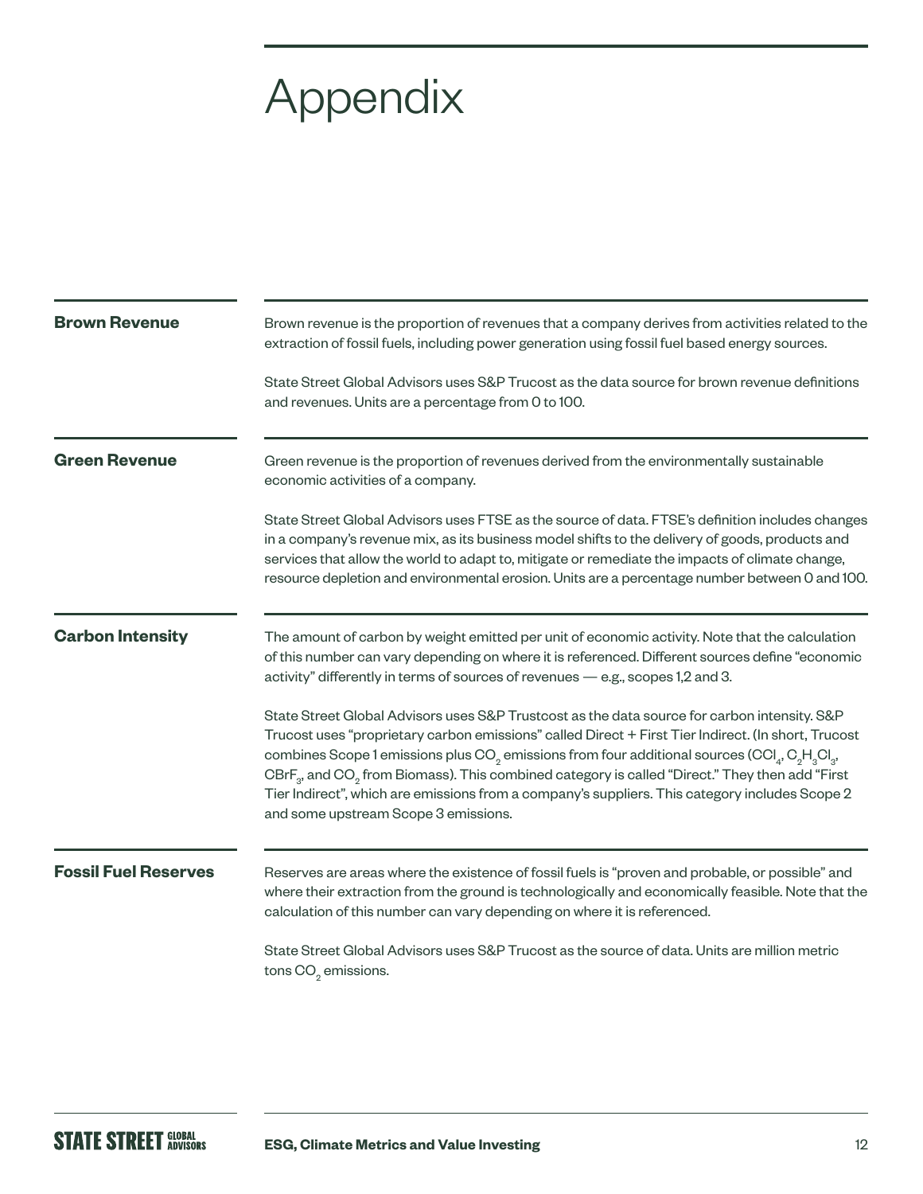# Appendix

## Brown Revenue

Brown revenue is the proportion of revenues that a company derives from activities related to the extraction of fossil fuels, including power generation using fossil fuel based energy sources.

State Street Global Advisors uses S&P Trucost as the data source for brown revenue definitions and revenues. Units are a percentage from 0 to 100.

## Green Revenue

Green revenue is the proportion of revenues derived from the environmentally sustainable economic activities of a company.

State Street Global Advisors uses FTSE as the source of data. FTSE's definition includes changes in a company's revenue mix, as its business model shifts to the delivery of goods, products and services that allow the world to adapt to, mitigate or remediate the impacts of climate change, resource depletion and environmental erosion. Units are a percentage number between 0 and 100.

## Carbon Intensity

The amount of carbon by weight emitted per unit of economic activity. Note that the calculation of this number can vary depending on where it is referenced. Different sources define "economic activity" differently in terms of sources of revenues — e.g., scopes 1,2 and 3.

State Street Global Advisors uses S&P Trustcost as the data source for carbon intensity. S&P Trucost uses "proprietary carbon emissions" called Direct + First Tier Indirect. (In short, Trucost combines Scope 1 emissions plus $CO_2$ emissions from four additional sources ($CCl_4$, $C_2H_3Cl_3$, $CBrF_3$, and $CO_2$ from Biomass). This combined category is called "Direct." They then add "First Tier Indirect", which are emissions from a company's suppliers. This category includes Scope 2 and some upstream Scope 3 emissions.

## Fossil Fuel Reserves

Reserves are areas where the existence of fossil fuels is "proven and probable, or possible" and where their extraction from the ground is technologically and economically feasible. Note that the calculation of this number can vary depending on where it is referenced.

State Street Global Advisors uses S&P Trucost as the source of data. Units are million metric tons $CO_2$ emissions.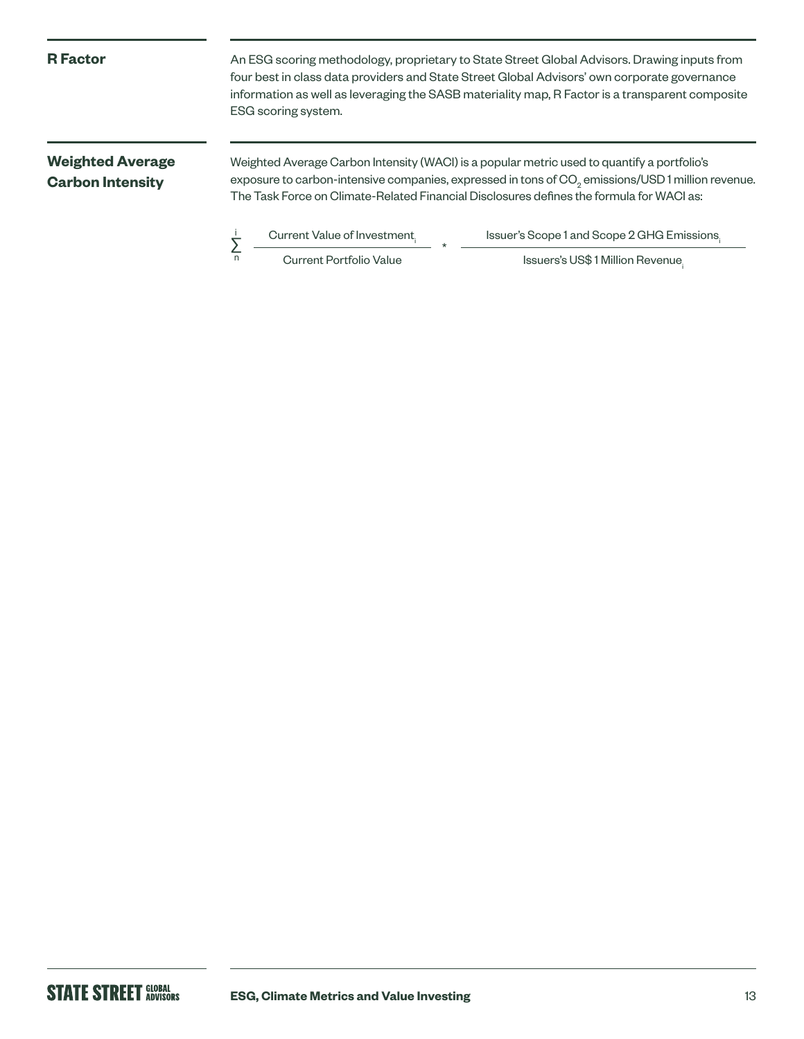**R Factor**

An ESG scoring methodology, proprietary to State Street Global Advisors. Drawing inputs from four best in class data providers and State Street Global Advisors' own corporate governance information as well as leveraging the SASB materiality map, R Factor is a transparent composite ESG scoring system.

**Weighted Average Carbon Intensity**

Weighted Average Carbon Intensity (WACI) is a popular metric used to quantify a portfolio's exposure to carbon-intensive companies, expressed in tons of $CO_2$ emissions/USD 1 million revenue. The Task Force on Climate-Related Financial Disclosures defines the formula for WACI as:

$$\sum_{n}^{i} \frac{\text{Current Value of Investment}_i}{\text{Current Portfolio Value}} * \frac{\text{Issuer's Scope 1 and Scope 2 GHG Emissions}_i}{\text{Issuers's US\$ 1 Million Revenue}_i}$$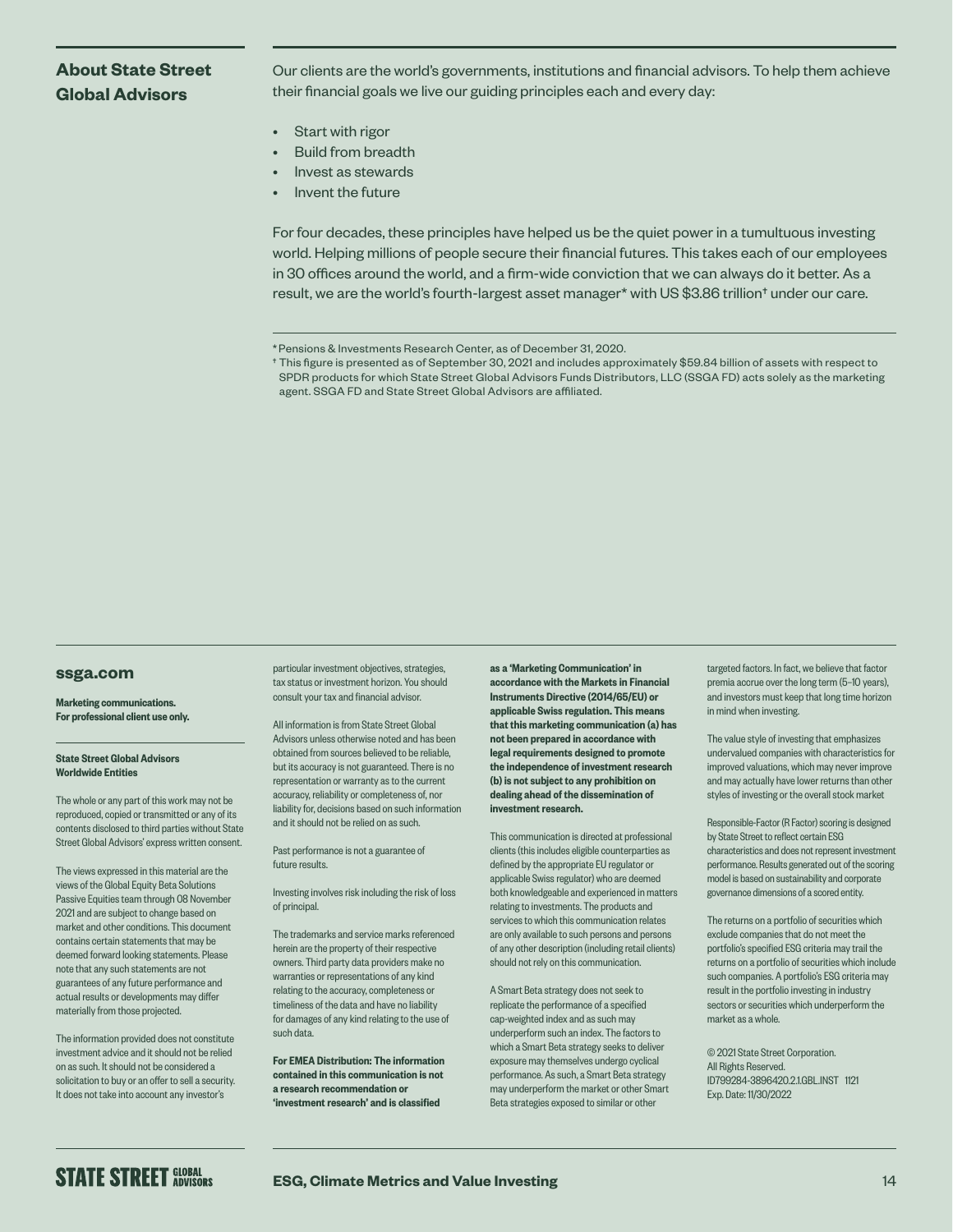## About State Street Global Advisors

Our clients are the world's governments, institutions and financial advisors. To help them achieve their financial goals we live our guiding principles each and every day:

- Start with rigor
- Build from breadth
- Invest as stewards
- Invent the future

For four decades, these principles have helped us be the quiet power in a tumultuous investing world. Helping millions of people secure their financial futures. This takes each of our employees in 30 offices around the world, and a firm-wide conviction that we can always do it better. As a result, we are the world's fourth-largest asset manager* with US $3.86 trillion† under our care.

* Pensions & Investments Research Center, as of December 31, 2020.

† This figure is presented as of September 30, 2021 and includes approximately $59.84 billion of assets with respect to SPDR products for which State Street Global Advisors Funds Distributors, LLC (SSGA FD) acts solely as the marketing agent. SSGA FD and State Street Global Advisors are affiliated.

**ssga.com**

**Marketing communications. For professional client use only.**

**State Street Global Advisors Worldwide Entities**

The whole or any part of this work may not be reproduced, copied or transmitted or any of its contents disclosed to third parties without State Street Global Advisors' express written consent.

The views expressed in this material are the views of the Global Equity Beta Solutions Passive Equities team through 08 November 2021 and are subject to change based on market and other conditions. This document contains certain statements that may be deemed forward looking statements. Please note that any such statements are not guarantees of any future performance and actual results or developments may differ materially from those projected.

The information provided does not constitute investment advice and it should not be relied on as such. It should not be considered a solicitation to buy or an offer to sell a security. It does not take into account any investor's particular investment objectives, strategies, tax status or investment horizon. You should consult your tax and financial advisor.

All information is from State Street Global Advisors unless otherwise noted and has been obtained from sources believed to be reliable, but its accuracy is not guaranteed. There is no representation or warranty as to the current accuracy, reliability or completeness of, nor liability for, decisions based on such information and it should not be relied on as such.

Past performance is not a guarantee of future results.

Investing involves risk including the risk of loss of principal.

The trademarks and service marks referenced herein are the property of their respective owners. Third party data providers make no warranties or representations of any kind relating to the accuracy, completeness or timeliness of the data and have no liability for damages of any kind relating to the use of such data.

**For EMEA Distribution: The information contained in this communication is not a research recommendation or 'investment research' and is classified as a 'Marketing Communication' in accordance with the Markets in Financial Instruments Directive (2014/65/EU) or applicable Swiss regulation. This means that this marketing communication (a) has not been prepared in accordance with legal requirements designed to promote the independence of investment research (b) is not subject to any prohibition on dealing ahead of the dissemination of investment research.**

This communication is directed at professional clients (this includes eligible counterparties as defined by the appropriate EU regulator or applicable Swiss regulator) who are deemed both knowledgeable and experienced in matters relating to investments. The products and services to which this communication relates are only available to such persons and persons of any other description (including retail clients) should not rely on this communication.

A Smart Beta strategy does not seek to replicate the performance of a specified cap-weighted index and as such may underperform such an index. The factors to which a Smart Beta strategy seeks to deliver exposure may themselves undergo cyclical performance. As such, a Smart Beta strategy may underperform the market or other Smart Beta strategies exposed to similar or other targeted factors. In fact, we believe that factor premia accrue over the long term (5–10 years), and investors must keep that long time horizon in mind when investing.

The value style of investing that emphasizes undervalued companies with characteristics for improved valuations, which may never improve and may actually have lower returns than other styles of investing or the overall stock market

Responsible-Factor (R Factor) scoring is designed by State Street to reflect certain ESG characteristics and does not represent investment performance. Results generated out of the scoring model is based on sustainability and corporate governance dimensions of a scored entity.

The returns on a portfolio of securities which exclude companies that do not meet the portfolio's specified ESG criteria may trail the returns on a portfolio of securities which include such companies. A portfolio's ESG criteria may result in the portfolio investing in industry sectors or securities which underperform the market as a whole.

© 2021 State Street Corporation.
All Rights Reserved.
ID799284-3896420.2.1.GBL.INST 1121
Exp. Date: 11/30/2022